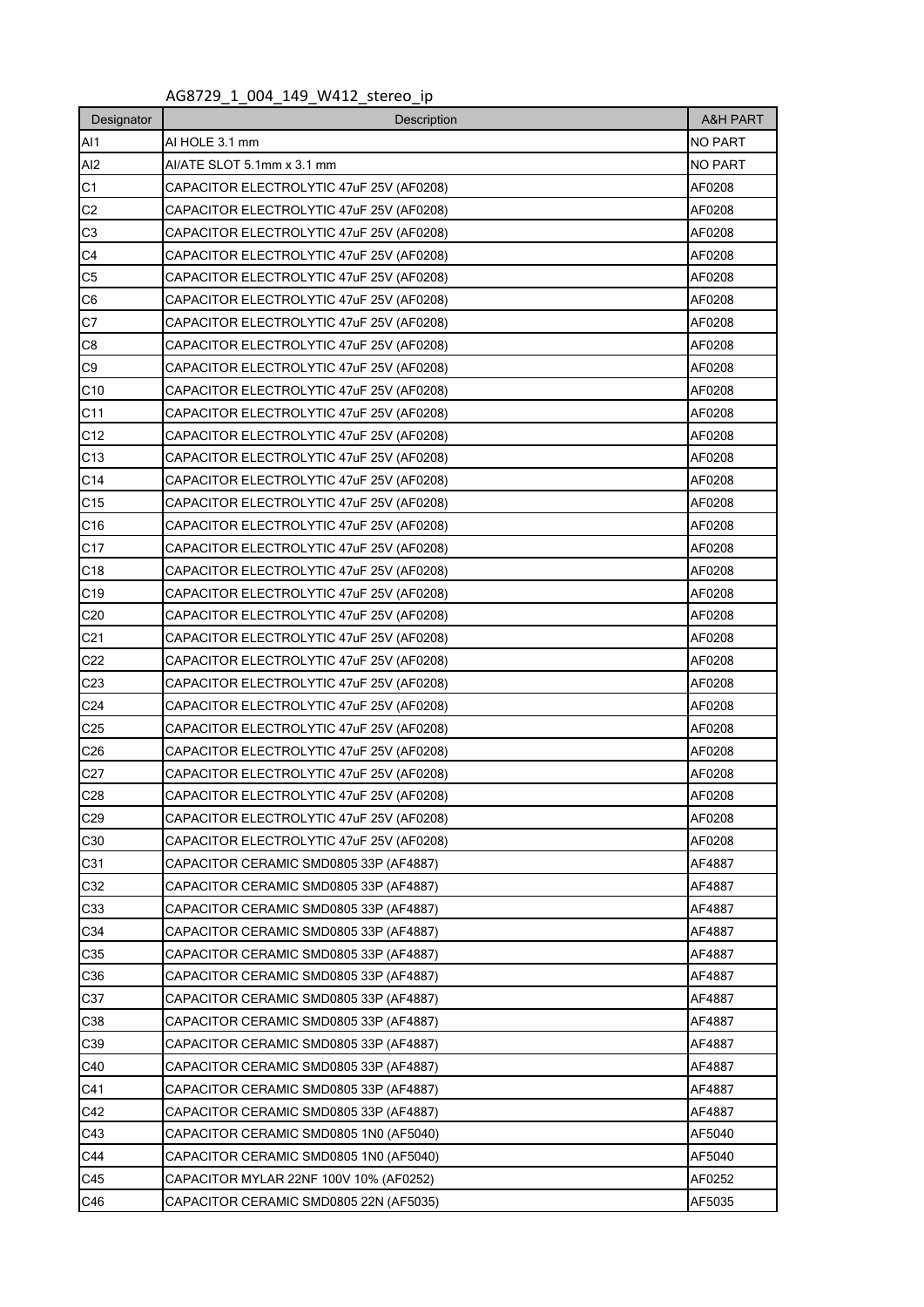AG8729_1_004_149_W412_stereo_ip

| Designator | Description | A&H PART |
|---|---|---|
| AI1 | AI HOLE 3.1 mm | NO PART |
| AI2 | AI/ATE SLOT 5.1mm x 3.1 mm | NO PART |
| C1 | CAPACITOR ELECTROLYTIC 47uF 25V (AF0208) | AF0208 |
| C2 | CAPACITOR ELECTROLYTIC 47uF 25V (AF0208) | AF0208 |
| C3 | CAPACITOR ELECTROLYTIC 47uF 25V (AF0208) | AF0208 |
| C4 | CAPACITOR ELECTROLYTIC 47uF 25V (AF0208) | AF0208 |
| C5 | CAPACITOR ELECTROLYTIC 47uF 25V (AF0208) | AF0208 |
| C6 | CAPACITOR ELECTROLYTIC 47uF 25V (AF0208) | AF0208 |
| C7 | CAPACITOR ELECTROLYTIC 47uF 25V (AF0208) | AF0208 |
| C8 | CAPACITOR ELECTROLYTIC 47uF 25V (AF0208) | AF0208 |
| C9 | CAPACITOR ELECTROLYTIC 47uF 25V (AF0208) | AF0208 |
| C10 | CAPACITOR ELECTROLYTIC 47uF 25V (AF0208) | AF0208 |
| C11 | CAPACITOR ELECTROLYTIC 47uF 25V (AF0208) | AF0208 |
| C12 | CAPACITOR ELECTROLYTIC 47uF 25V (AF0208) | AF0208 |
| C13 | CAPACITOR ELECTROLYTIC 47uF 25V (AF0208) | AF0208 |
| C14 | CAPACITOR ELECTROLYTIC 47uF 25V (AF0208) | AF0208 |
| C15 | CAPACITOR ELECTROLYTIC 47uF 25V (AF0208) | AF0208 |
| C16 | CAPACITOR ELECTROLYTIC 47uF 25V (AF0208) | AF0208 |
| C17 | CAPACITOR ELECTROLYTIC 47uF 25V (AF0208) | AF0208 |
| C18 | CAPACITOR ELECTROLYTIC 47uF 25V (AF0208) | AF0208 |
| C19 | CAPACITOR ELECTROLYTIC 47uF 25V (AF0208) | AF0208 |
| C20 | CAPACITOR ELECTROLYTIC 47uF 25V (AF0208) | AF0208 |
| C21 | CAPACITOR ELECTROLYTIC 47uF 25V (AF0208) | AF0208 |
| C22 | CAPACITOR ELECTROLYTIC 47uF 25V (AF0208) | AF0208 |
| C23 | CAPACITOR ELECTROLYTIC 47uF 25V (AF0208) | AF0208 |
| C24 | CAPACITOR ELECTROLYTIC 47uF 25V (AF0208) | AF0208 |
| C25 | CAPACITOR ELECTROLYTIC 47uF 25V (AF0208) | AF0208 |
| C26 | CAPACITOR ELECTROLYTIC 47uF 25V (AF0208) | AF0208 |
| C27 | CAPACITOR ELECTROLYTIC 47uF 25V (AF0208) | AF0208 |
| C28 | CAPACITOR ELECTROLYTIC 47uF 25V (AF0208) | AF0208 |
| C29 | CAPACITOR ELECTROLYTIC 47uF 25V (AF0208) | AF0208 |
| C30 | CAPACITOR ELECTROLYTIC 47uF 25V (AF0208) | AF0208 |
| C31 | CAPACITOR CERAMIC SMD0805 33P (AF4887) | AF4887 |
| C32 | CAPACITOR CERAMIC SMD0805 33P (AF4887) | AF4887 |
| C33 | CAPACITOR CERAMIC SMD0805 33P (AF4887) | AF4887 |
| C34 | CAPACITOR CERAMIC SMD0805 33P (AF4887) | AF4887 |
| C35 | CAPACITOR CERAMIC SMD0805 33P (AF4887) | AF4887 |
| C36 | CAPACITOR CERAMIC SMD0805 33P (AF4887) | AF4887 |
| C37 | CAPACITOR CERAMIC SMD0805 33P (AF4887) | AF4887 |
| C38 | CAPACITOR CERAMIC SMD0805 33P (AF4887) | AF4887 |
| C39 | CAPACITOR CERAMIC SMD0805 33P (AF4887) | AF4887 |
| C40 | CAPACITOR CERAMIC SMD0805 33P (AF4887) | AF4887 |
| C41 | CAPACITOR CERAMIC SMD0805 33P (AF4887) | AF4887 |
| C42 | CAPACITOR CERAMIC SMD0805 33P (AF4887) | AF4887 |
| C43 | CAPACITOR CERAMIC SMD0805 1N0 (AF5040) | AF5040 |
| C44 | CAPACITOR CERAMIC SMD0805 1N0 (AF5040) | AF5040 |
| C45 | CAPACITOR MYLAR 22NF 100V 10% (AF0252) | AF0252 |
| C46 | CAPACITOR CERAMIC SMD0805 22N (AF5035) | AF5035 |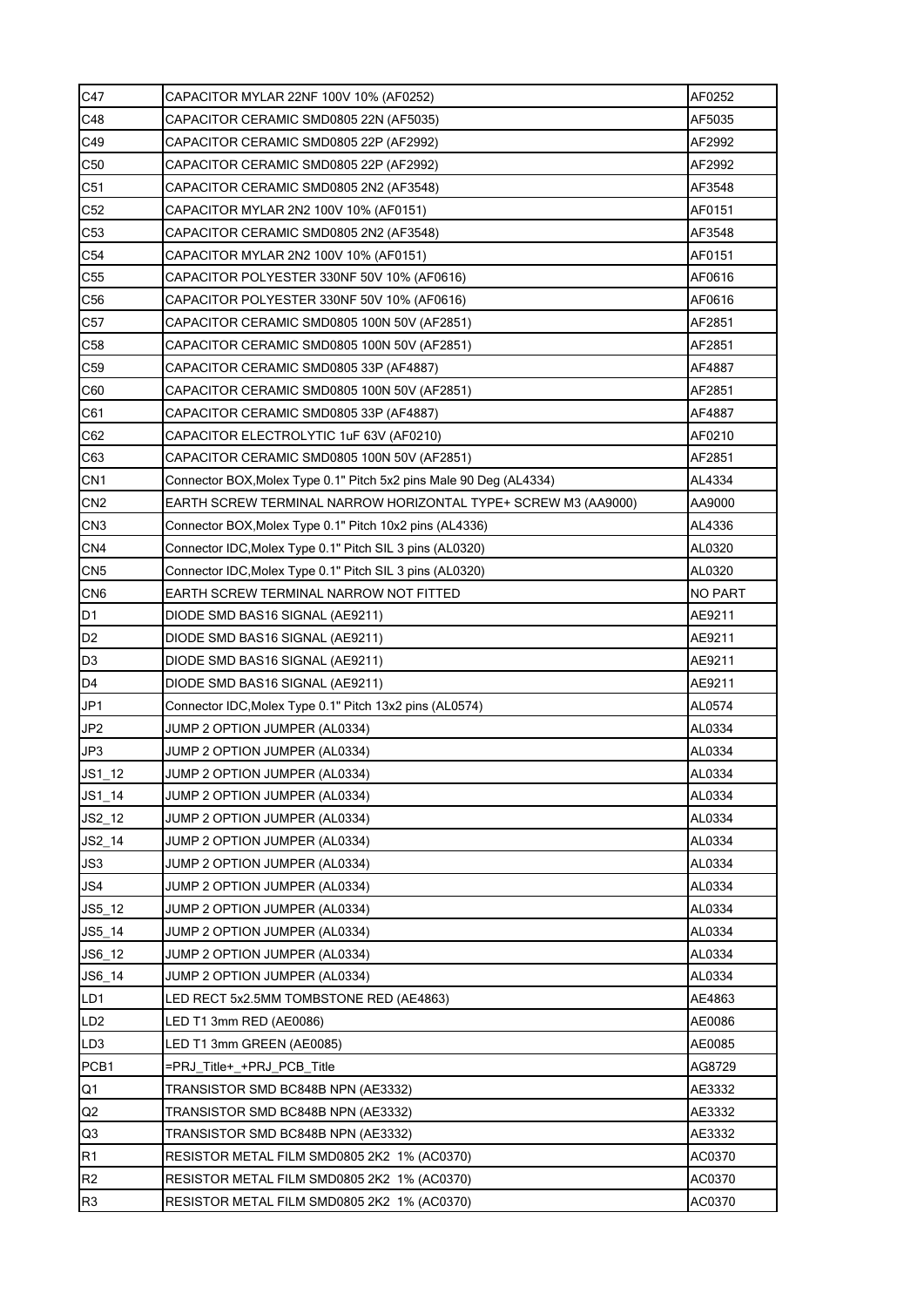| C47 | CAPACITOR MYLAR 22NF 100V 10% (AF0252) | AF0252 |
|---|---|---|
| C48 | CAPACITOR CERAMIC SMD0805 22N (AF5035) | AF5035 |
| C49 | CAPACITOR CERAMIC SMD0805 22P (AF2992) | AF2992 |
| C50 | CAPACITOR CERAMIC SMD0805 22P (AF2992) | AF2992 |
| C51 | CAPACITOR CERAMIC SMD0805 2N2 (AF3548) | AF3548 |
| C52 | CAPACITOR MYLAR 2N2 100V 10% (AF0151) | AF0151 |
| C53 | CAPACITOR CERAMIC SMD0805 2N2 (AF3548) | AF3548 |
| C54 | CAPACITOR MYLAR 2N2 100V 10% (AF0151) | AF0151 |
| C55 | CAPACITOR POLYESTER 330NF 50V 10% (AF0616) | AF0616 |
| C56 | CAPACITOR POLYESTER 330NF 50V 10% (AF0616) | AF0616 |
| C57 | CAPACITOR CERAMIC SMD0805 100N 50V (AF2851) | AF2851 |
| C58 | CAPACITOR CERAMIC SMD0805 100N 50V (AF2851) | AF2851 |
| C59 | CAPACITOR CERAMIC SMD0805 33P (AF4887) | AF4887 |
| C60 | CAPACITOR CERAMIC SMD0805 100N 50V (AF2851) | AF2851 |
| C61 | CAPACITOR CERAMIC SMD0805 33P (AF4887) | AF4887 |
| C62 | CAPACITOR ELECTROLYTIC 1uF 63V (AF0210) | AF0210 |
| C63 | CAPACITOR CERAMIC SMD0805 100N 50V (AF2851) | AF2851 |
| CN1 | Connector BOX,Molex Type 0.1" Pitch 5x2 pins Male 90 Deg (AL4334) | AL4334 |
| CN2 | EARTH SCREW TERMINAL NARROW HORIZONTAL TYPE+ SCREW M3 (AA9000) | AA9000 |
| CN3 | Connector BOX,Molex Type 0.1" Pitch 10x2 pins (AL4336) | AL4336 |
| CN4 | Connector IDC,Molex Type 0.1" Pitch SIL 3 pins (AL0320) | AL0320 |
| CN5 | Connector IDC,Molex Type 0.1" Pitch SIL 3 pins (AL0320) | AL0320 |
| CN6 | EARTH SCREW TERMINAL NARROW NOT FITTED | NO PART |
| D1 | DIODE SMD BAS16 SIGNAL (AE9211) | AE9211 |
| D2 | DIODE SMD BAS16 SIGNAL (AE9211) | AE9211 |
| D3 | DIODE SMD BAS16 SIGNAL (AE9211) | AE9211 |
| D4 | DIODE SMD BAS16 SIGNAL (AE9211) | AE9211 |
| JP1 | Connector IDC,Molex Type 0.1" Pitch 13x2 pins (AL0574) | AL0574 |
| JP2 | JUMP 2 OPTION JUMPER (AL0334) | AL0334 |
| JP3 | JUMP 2 OPTION JUMPER (AL0334) | AL0334 |
| JS1_12 | JUMP 2 OPTION JUMPER (AL0334) | AL0334 |
| JS1_14 | JUMP 2 OPTION JUMPER (AL0334) | AL0334 |
| JS2_12 | JUMP 2 OPTION JUMPER (AL0334) | AL0334 |
| JS2_14 | JUMP 2 OPTION JUMPER (AL0334) | AL0334 |
| JS3 | JUMP 2 OPTION JUMPER (AL0334) | AL0334 |
| JS4 | JUMP 2 OPTION JUMPER (AL0334) | AL0334 |
| JS5_12 | JUMP 2 OPTION JUMPER (AL0334) | AL0334 |
| JS5_14 | JUMP 2 OPTION JUMPER (AL0334) | AL0334 |
| JS6_12 | JUMP 2 OPTION JUMPER (AL0334) | AL0334 |
| JS6_14 | JUMP 2 OPTION JUMPER (AL0334) | AL0334 |
| LD1 | LED RECT 5x2.5MM TOMBSTONE RED (AE4863) | AE4863 |
| LD2 | LED T1 3mm RED (AE0086) | AE0086 |
| LD3 | LED T1 3mm GREEN (AE0085) | AE0085 |
| PCB1 | =PRJ_Title+_+PRJ_PCB_Title | AG8729 |
| Q1 | TRANSISTOR SMD BC848B NPN (AE3332) | AE3332 |
| Q2 | TRANSISTOR SMD BC848B NPN (AE3332) | AE3332 |
| Q3 | TRANSISTOR SMD BC848B NPN (AE3332) | AE3332 |
| R1 | RESISTOR METAL FILM SMD0805 2K2 1% (AC0370) | AC0370 |
| R2 | RESISTOR METAL FILM SMD0805 2K2 1% (AC0370) | AC0370 |
| R3 | RESISTOR METAL FILM SMD0805 2K2 1% (AC0370) | AC0370 |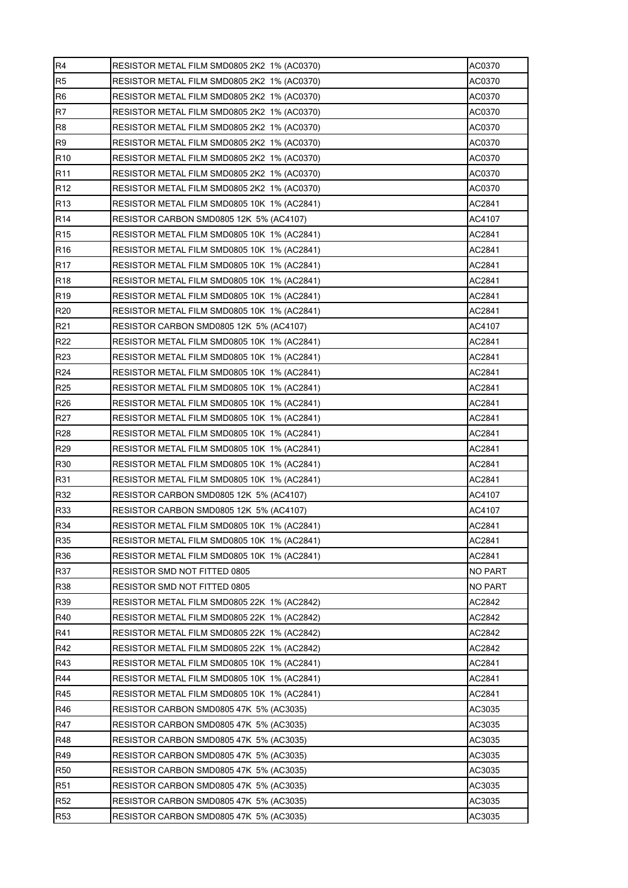| | | |
|---|---|---|
| R4 | RESISTOR METAL FILM SMD0805 2K2 1% (AC0370) | AC0370 |
| R5 | RESISTOR METAL FILM SMD0805 2K2 1% (AC0370) | AC0370 |
| R6 | RESISTOR METAL FILM SMD0805 2K2 1% (AC0370) | AC0370 |
| R7 | RESISTOR METAL FILM SMD0805 2K2 1% (AC0370) | AC0370 |
| R8 | RESISTOR METAL FILM SMD0805 2K2 1% (AC0370) | AC0370 |
| R9 | RESISTOR METAL FILM SMD0805 2K2 1% (AC0370) | AC0370 |
| R10 | RESISTOR METAL FILM SMD0805 2K2 1% (AC0370) | AC0370 |
| R11 | RESISTOR METAL FILM SMD0805 2K2 1% (AC0370) | AC0370 |
| R12 | RESISTOR METAL FILM SMD0805 2K2 1% (AC0370) | AC0370 |
| R13 | RESISTOR METAL FILM SMD0805 10K 1% (AC2841) | AC2841 |
| R14 | RESISTOR CARBON SMD0805 12K 5% (AC4107) | AC4107 |
| R15 | RESISTOR METAL FILM SMD0805 10K 1% (AC2841) | AC2841 |
| R16 | RESISTOR METAL FILM SMD0805 10K 1% (AC2841) | AC2841 |
| R17 | RESISTOR METAL FILM SMD0805 10K 1% (AC2841) | AC2841 |
| R18 | RESISTOR METAL FILM SMD0805 10K 1% (AC2841) | AC2841 |
| R19 | RESISTOR METAL FILM SMD0805 10K 1% (AC2841) | AC2841 |
| R20 | RESISTOR METAL FILM SMD0805 10K 1% (AC2841) | AC2841 |
| R21 | RESISTOR CARBON SMD0805 12K 5% (AC4107) | AC4107 |
| R22 | RESISTOR METAL FILM SMD0805 10K 1% (AC2841) | AC2841 |
| R23 | RESISTOR METAL FILM SMD0805 10K 1% (AC2841) | AC2841 |
| R24 | RESISTOR METAL FILM SMD0805 10K 1% (AC2841) | AC2841 |
| R25 | RESISTOR METAL FILM SMD0805 10K 1% (AC2841) | AC2841 |
| R26 | RESISTOR METAL FILM SMD0805 10K 1% (AC2841) | AC2841 |
| R27 | RESISTOR METAL FILM SMD0805 10K 1% (AC2841) | AC2841 |
| R28 | RESISTOR METAL FILM SMD0805 10K 1% (AC2841) | AC2841 |
| R29 | RESISTOR METAL FILM SMD0805 10K 1% (AC2841) | AC2841 |
| R30 | RESISTOR METAL FILM SMD0805 10K 1% (AC2841) | AC2841 |
| R31 | RESISTOR METAL FILM SMD0805 10K 1% (AC2841) | AC2841 |
| R32 | RESISTOR CARBON SMD0805 12K 5% (AC4107) | AC4107 |
| R33 | RESISTOR CARBON SMD0805 12K 5% (AC4107) | AC4107 |
| R34 | RESISTOR METAL FILM SMD0805 10K 1% (AC2841) | AC2841 |
| R35 | RESISTOR METAL FILM SMD0805 10K 1% (AC2841) | AC2841 |
| R36 | RESISTOR METAL FILM SMD0805 10K 1% (AC2841) | AC2841 |
| R37 | RESISTOR SMD NOT FITTED 0805 | NO PART |
| R38 | RESISTOR SMD NOT FITTED 0805 | NO PART |
| R39 | RESISTOR METAL FILM SMD0805 22K 1% (AC2842) | AC2842 |
| R40 | RESISTOR METAL FILM SMD0805 22K 1% (AC2842) | AC2842 |
| R41 | RESISTOR METAL FILM SMD0805 22K 1% (AC2842) | AC2842 |
| R42 | RESISTOR METAL FILM SMD0805 22K 1% (AC2842) | AC2842 |
| R43 | RESISTOR METAL FILM SMD0805 10K 1% (AC2841) | AC2841 |
| R44 | RESISTOR METAL FILM SMD0805 10K 1% (AC2841) | AC2841 |
| R45 | RESISTOR METAL FILM SMD0805 10K 1% (AC2841) | AC2841 |
| R46 | RESISTOR CARBON SMD0805 47K 5% (AC3035) | AC3035 |
| R47 | RESISTOR CARBON SMD0805 47K 5% (AC3035) | AC3035 |
| R48 | RESISTOR CARBON SMD0805 47K 5% (AC3035) | AC3035 |
| R49 | RESISTOR CARBON SMD0805 47K 5% (AC3035) | AC3035 |
| R50 | RESISTOR CARBON SMD0805 47K 5% (AC3035) | AC3035 |
| R51 | RESISTOR CARBON SMD0805 47K 5% (AC3035) | AC3035 |
| R52 | RESISTOR CARBON SMD0805 47K 5% (AC3035) | AC3035 |
| R53 | RESISTOR CARBON SMD0805 47K 5% (AC3035) | AC3035 |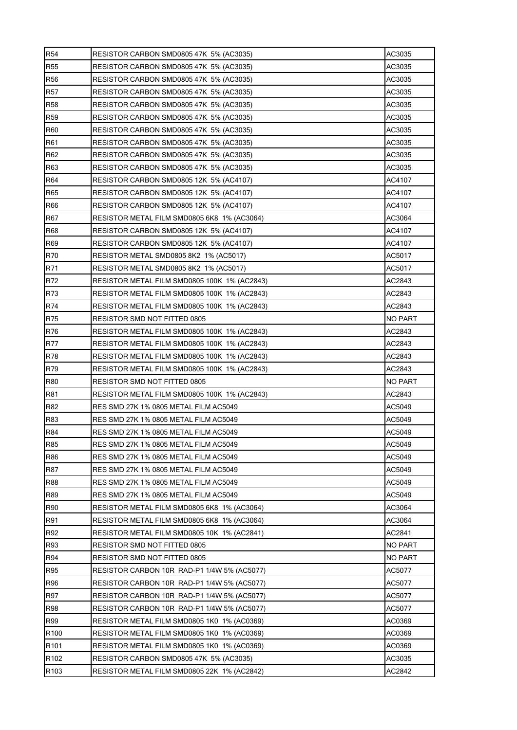| R54 | RESISTOR CARBON SMD0805 47K 5% (AC3035) | AC3035 |
|---|---|---|
| R55 | RESISTOR CARBON SMD0805 47K 5% (AC3035) | AC3035 |
| R56 | RESISTOR CARBON SMD0805 47K 5% (AC3035) | AC3035 |
| R57 | RESISTOR CARBON SMD0805 47K 5% (AC3035) | AC3035 |
| R58 | RESISTOR CARBON SMD0805 47K 5% (AC3035) | AC3035 |
| R59 | RESISTOR CARBON SMD0805 47K 5% (AC3035) | AC3035 |
| R60 | RESISTOR CARBON SMD0805 47K 5% (AC3035) | AC3035 |
| R61 | RESISTOR CARBON SMD0805 47K 5% (AC3035) | AC3035 |
| R62 | RESISTOR CARBON SMD0805 47K 5% (AC3035) | AC3035 |
| R63 | RESISTOR CARBON SMD0805 47K 5% (AC3035) | AC3035 |
| R64 | RESISTOR CARBON SMD0805 12K 5% (AC4107) | AC4107 |
| R65 | RESISTOR CARBON SMD0805 12K 5% (AC4107) | AC4107 |
| R66 | RESISTOR CARBON SMD0805 12K 5% (AC4107) | AC4107 |
| R67 | RESISTOR METAL FILM SMD0805 6K8 1% (AC3064) | AC3064 |
| R68 | RESISTOR CARBON SMD0805 12K 5% (AC4107) | AC4107 |
| R69 | RESISTOR CARBON SMD0805 12K 5% (AC4107) | AC4107 |
| R70 | RESISTOR METAL SMD0805 8K2 1% (AC5017) | AC5017 |
| R71 | RESISTOR METAL SMD0805 8K2 1% (AC5017) | AC5017 |
| R72 | RESISTOR METAL FILM SMD0805 100K 1% (AC2843) | AC2843 |
| R73 | RESISTOR METAL FILM SMD0805 100K 1% (AC2843) | AC2843 |
| R74 | RESISTOR METAL FILM SMD0805 100K 1% (AC2843) | AC2843 |
| R75 | RESISTOR SMD NOT FITTED 0805 | NO PART |
| R76 | RESISTOR METAL FILM SMD0805 100K 1% (AC2843) | AC2843 |
| R77 | RESISTOR METAL FILM SMD0805 100K 1% (AC2843) | AC2843 |
| R78 | RESISTOR METAL FILM SMD0805 100K 1% (AC2843) | AC2843 |
| R79 | RESISTOR METAL FILM SMD0805 100K 1% (AC2843) | AC2843 |
| R80 | RESISTOR SMD NOT FITTED 0805 | NO PART |
| R81 | RESISTOR METAL FILM SMD0805 100K 1% (AC2843) | AC2843 |
| R82 | RES SMD 27K 1% 0805 METAL FILM AC5049 | AC5049 |
| R83 | RES SMD 27K 1% 0805 METAL FILM AC5049 | AC5049 |
| R84 | RES SMD 27K 1% 0805 METAL FILM AC5049 | AC5049 |
| R85 | RES SMD 27K 1% 0805 METAL FILM AC5049 | AC5049 |
| R86 | RES SMD 27K 1% 0805 METAL FILM AC5049 | AC5049 |
| R87 | RES SMD 27K 1% 0805 METAL FILM AC5049 | AC5049 |
| R88 | RES SMD 27K 1% 0805 METAL FILM AC5049 | AC5049 |
| R89 | RES SMD 27K 1% 0805 METAL FILM AC5049 | AC5049 |
| R90 | RESISTOR METAL FILM SMD0805 6K8 1% (AC3064) | AC3064 |
| R91 | RESISTOR METAL FILM SMD0805 6K8 1% (AC3064) | AC3064 |
| R92 | RESISTOR METAL FILM SMD0805 10K 1% (AC2841) | AC2841 |
| R93 | RESISTOR SMD NOT FITTED 0805 | NO PART |
| R94 | RESISTOR SMD NOT FITTED 0805 | NO PART |
| R95 | RESISTOR CARBON 10R RAD-P1 1/4W 5% (AC5077) | AC5077 |
| R96 | RESISTOR CARBON 10R RAD-P1 1/4W 5% (AC5077) | AC5077 |
| R97 | RESISTOR CARBON 10R RAD-P1 1/4W 5% (AC5077) | AC5077 |
| R98 | RESISTOR CARBON 10R RAD-P1 1/4W 5% (AC5077) | AC5077 |
| R99 | RESISTOR METAL FILM SMD0805 1K0 1% (AC0369) | AC0369 |
| R100 | RESISTOR METAL FILM SMD0805 1K0 1% (AC0369) | AC0369 |
| R101 | RESISTOR METAL FILM SMD0805 1K0 1% (AC0369) | AC0369 |
| R102 | RESISTOR CARBON SMD0805 47K 5% (AC3035) | AC3035 |
| R103 | RESISTOR METAL FILM SMD0805 22K 1% (AC2842) | AC2842 |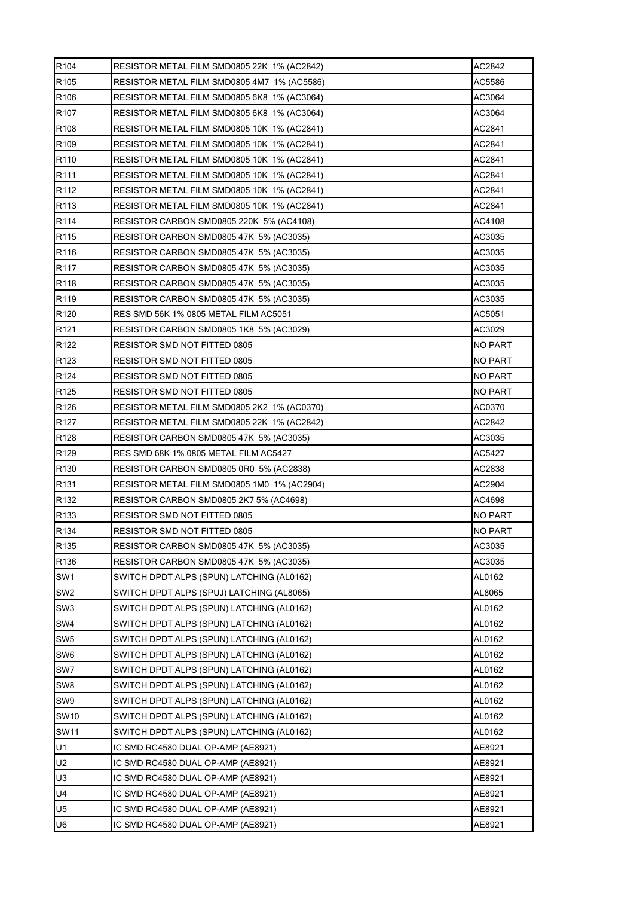| | | |
|---|---|---|
| R104 | RESISTOR METAL FILM SMD0805 22K 1% (AC2842) | AC2842 |
| R105 | RESISTOR METAL FILM SMD0805 4M7 1% (AC5586) | AC5586 |
| R106 | RESISTOR METAL FILM SMD0805 6K8 1% (AC3064) | AC3064 |
| R107 | RESISTOR METAL FILM SMD0805 6K8 1% (AC3064) | AC3064 |
| R108 | RESISTOR METAL FILM SMD0805 10K 1% (AC2841) | AC2841 |
| R109 | RESISTOR METAL FILM SMD0805 10K 1% (AC2841) | AC2841 |
| R110 | RESISTOR METAL FILM SMD0805 10K 1% (AC2841) | AC2841 |
| R111 | RESISTOR METAL FILM SMD0805 10K 1% (AC2841) | AC2841 |
| R112 | RESISTOR METAL FILM SMD0805 10K 1% (AC2841) | AC2841 |
| R113 | RESISTOR METAL FILM SMD0805 10K 1% (AC2841) | AC2841 |
| R114 | RESISTOR CARBON SMD0805 220K 5% (AC4108) | AC4108 |
| R115 | RESISTOR CARBON SMD0805 47K 5% (AC3035) | AC3035 |
| R116 | RESISTOR CARBON SMD0805 47K 5% (AC3035) | AC3035 |
| R117 | RESISTOR CARBON SMD0805 47K 5% (AC3035) | AC3035 |
| R118 | RESISTOR CARBON SMD0805 47K 5% (AC3035) | AC3035 |
| R119 | RESISTOR CARBON SMD0805 47K 5% (AC3035) | AC3035 |
| R120 | RES SMD 56K 1% 0805 METAL FILM AC5051 | AC5051 |
| R121 | RESISTOR CARBON SMD0805 1K8 5% (AC3029) | AC3029 |
| R122 | RESISTOR SMD NOT FITTED 0805 | NO PART |
| R123 | RESISTOR SMD NOT FITTED 0805 | NO PART |
| R124 | RESISTOR SMD NOT FITTED 0805 | NO PART |
| R125 | RESISTOR SMD NOT FITTED 0805 | NO PART |
| R126 | RESISTOR METAL FILM SMD0805 2K2 1% (AC0370) | AC0370 |
| R127 | RESISTOR METAL FILM SMD0805 22K 1% (AC2842) | AC2842 |
| R128 | RESISTOR CARBON SMD0805 47K 5% (AC3035) | AC3035 |
| R129 | RES SMD 68K 1% 0805 METAL FILM AC5427 | AC5427 |
| R130 | RESISTOR CARBON SMD0805 0R0 5% (AC2838) | AC2838 |
| R131 | RESISTOR METAL FILM SMD0805 1M0 1% (AC2904) | AC2904 |
| R132 | RESISTOR CARBON SMD0805 2K7 5% (AC4698) | AC4698 |
| R133 | RESISTOR SMD NOT FITTED 0805 | NO PART |
| R134 | RESISTOR SMD NOT FITTED 0805 | NO PART |
| R135 | RESISTOR CARBON SMD0805 47K 5% (AC3035) | AC3035 |
| R136 | RESISTOR CARBON SMD0805 47K 5% (AC3035) | AC3035 |
| SW1 | SWITCH DPDT ALPS (SPUN) LATCHING (AL0162) | AL0162 |
| SW2 | SWITCH DPDT ALPS (SPUJ) LATCHING (AL8065) | AL8065 |
| SW3 | SWITCH DPDT ALPS (SPUN) LATCHING (AL0162) | AL0162 |
| SW4 | SWITCH DPDT ALPS (SPUN) LATCHING (AL0162) | AL0162 |
| SW5 | SWITCH DPDT ALPS (SPUN) LATCHING (AL0162) | AL0162 |
| SW6 | SWITCH DPDT ALPS (SPUN) LATCHING (AL0162) | AL0162 |
| SW7 | SWITCH DPDT ALPS (SPUN) LATCHING (AL0162) | AL0162 |
| SW8 | SWITCH DPDT ALPS (SPUN) LATCHING (AL0162) | AL0162 |
| SW9 | SWITCH DPDT ALPS (SPUN) LATCHING (AL0162) | AL0162 |
| SW10 | SWITCH DPDT ALPS (SPUN) LATCHING (AL0162) | AL0162 |
| SW11 | SWITCH DPDT ALPS (SPUN) LATCHING (AL0162) | AL0162 |
| U1 | IC SMD RC4580 DUAL OP-AMP (AE8921) | AE8921 |
| U2 | IC SMD RC4580 DUAL OP-AMP (AE8921) | AE8921 |
| U3 | IC SMD RC4580 DUAL OP-AMP (AE8921) | AE8921 |
| U4 | IC SMD RC4580 DUAL OP-AMP (AE8921) | AE8921 |
| U5 | IC SMD RC4580 DUAL OP-AMP (AE8921) | AE8921 |
| U6 | IC SMD RC4580 DUAL OP-AMP (AE8921) | AE8921 |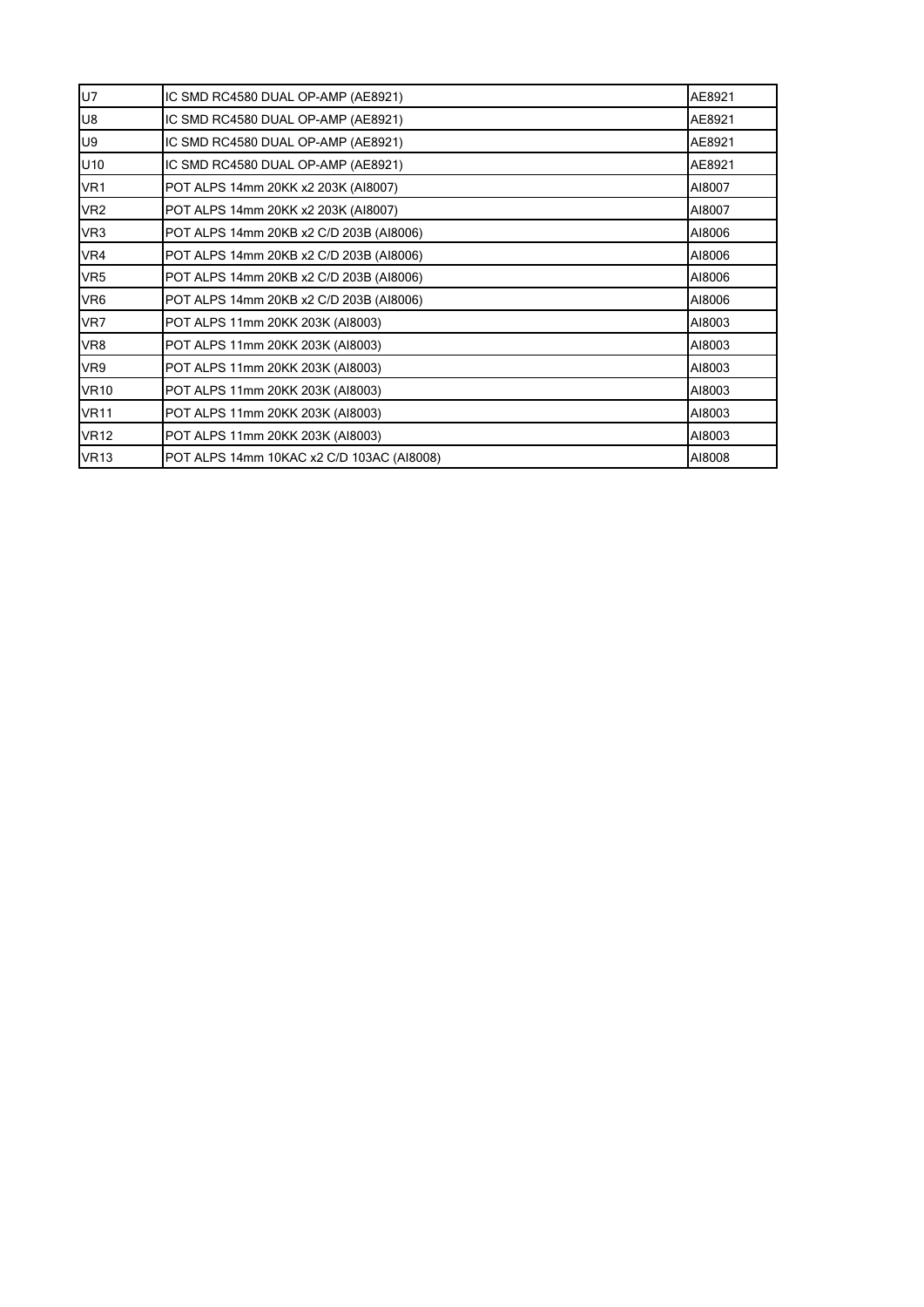| U7 | IC SMD RC4580 DUAL OP-AMP (AE8921) | AE8921 |
|---|---|---|
| U8 | IC SMD RC4580 DUAL OP-AMP (AE8921) | AE8921 |
| U9 | IC SMD RC4580 DUAL OP-AMP (AE8921) | AE8921 |
| U10 | IC SMD RC4580 DUAL OP-AMP (AE8921) | AE8921 |
| VR1 | POT ALPS 14mm 20KK x2 203K (AI8007) | AI8007 |
| VR2 | POT ALPS 14mm 20KK x2 203K (AI8007) | AI8007 |
| VR3 | POT ALPS 14mm 20KB x2 C/D 203B (AI8006) | AI8006 |
| VR4 | POT ALPS 14mm 20KB x2 C/D 203B (AI8006) | AI8006 |
| VR5 | POT ALPS 14mm 20KB x2 C/D 203B (AI8006) | AI8006 |
| VR6 | POT ALPS 14mm 20KB x2 C/D 203B (AI8006) | AI8006 |
| VR7 | POT ALPS 11mm 20KK 203K (AI8003) | AI8003 |
| VR8 | POT ALPS 11mm 20KK 203K (AI8003) | AI8003 |
| VR9 | POT ALPS 11mm 20KK 203K (AI8003) | AI8003 |
| VR10 | POT ALPS 11mm 20KK 203K (AI8003) | AI8003 |
| VR11 | POT ALPS 11mm 20KK 203K (AI8003) | AI8003 |
| VR12 | POT ALPS 11mm 20KK 203K (AI8003) | AI8003 |
| VR13 | POT ALPS 14mm 10KAC x2 C/D 103AC (AI8008) | AI8008 |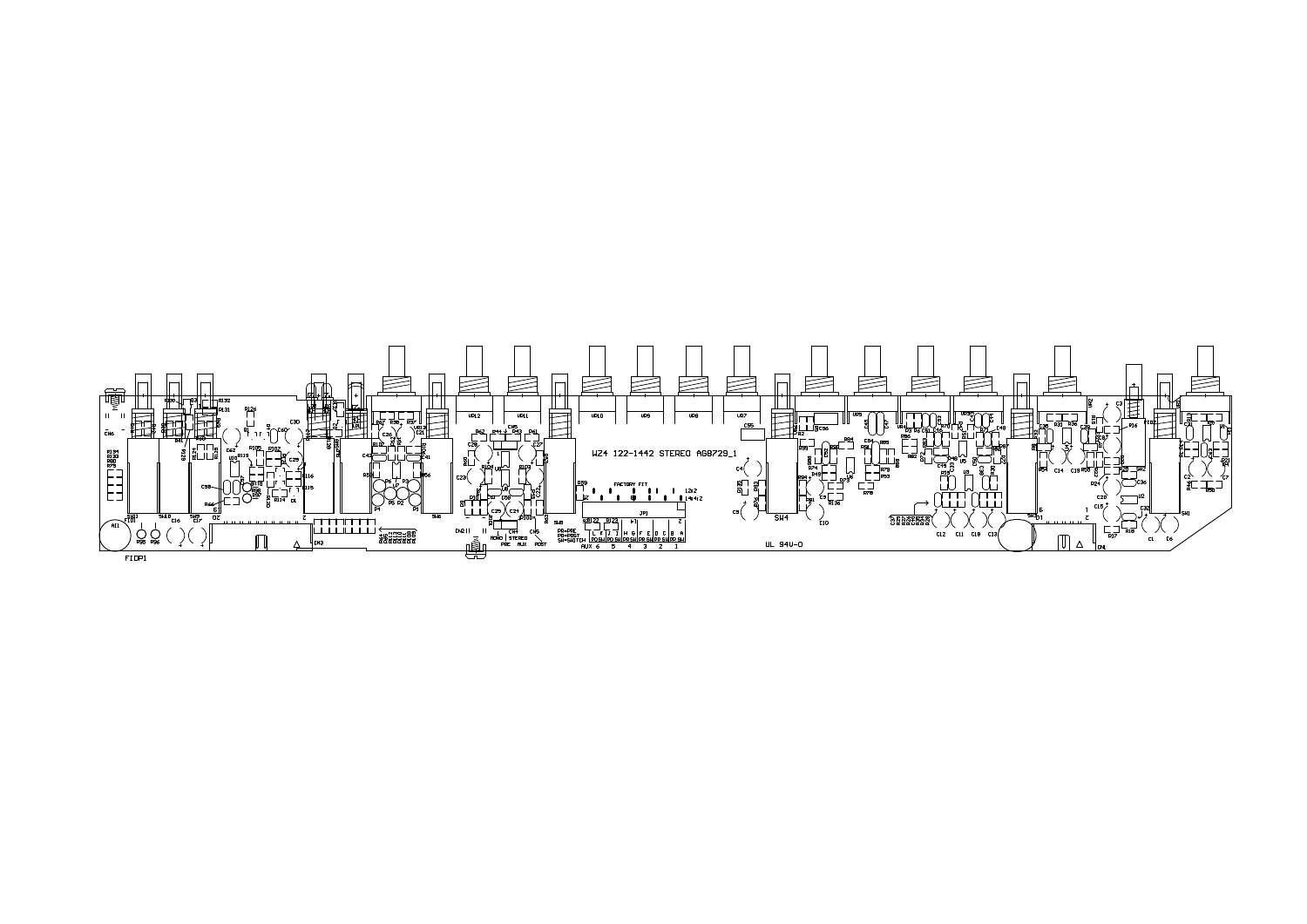WZ4 122-1442 STEREO AG8729_1

FACTORY FIT

JP1

PO=PRE
PO=POST
SW=SWITCH

AUX 6 5 4 3 2 1

MONO STEREO
PRE AUX POST

UL 94V-0

FIDP1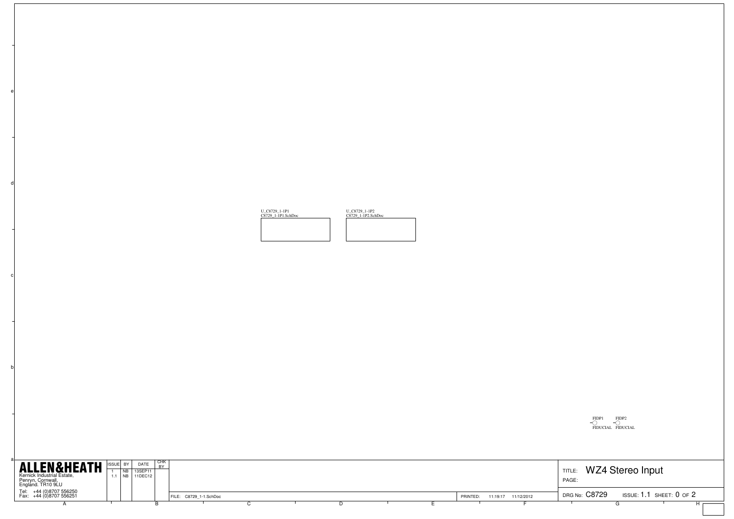U_C8729_1-1P1
C8729_1-1P1.SchDoc

U_C8729_1-1P2
C8729_1-1P2.SchDoc

FIDP1 FIDUCIAL

FIDP2 FIDUCIAL

**ALLEN&HEATH**
Kernick Industrial Estate,
Penryn, Cornwall,
England. TR10 9LU

Tel: +44 (0)8707 556250
Fax: +44 (0)8707 556251

| ISSUE | BY | DATE | CHK BY |
| --- | --- | --- | --- |
| 1 | NB | 13SEP11 | |
| 1.1 | NB | 11DEC12 | |

FILE: C8729_1-1.SchDoc

PRINTED: 11:19:17 11/12/2012

TITLE: WZ4 Stereo Input

PAGE:

DRG No: C8729 ISSUE: 1.1 SHEET: 0 OF 2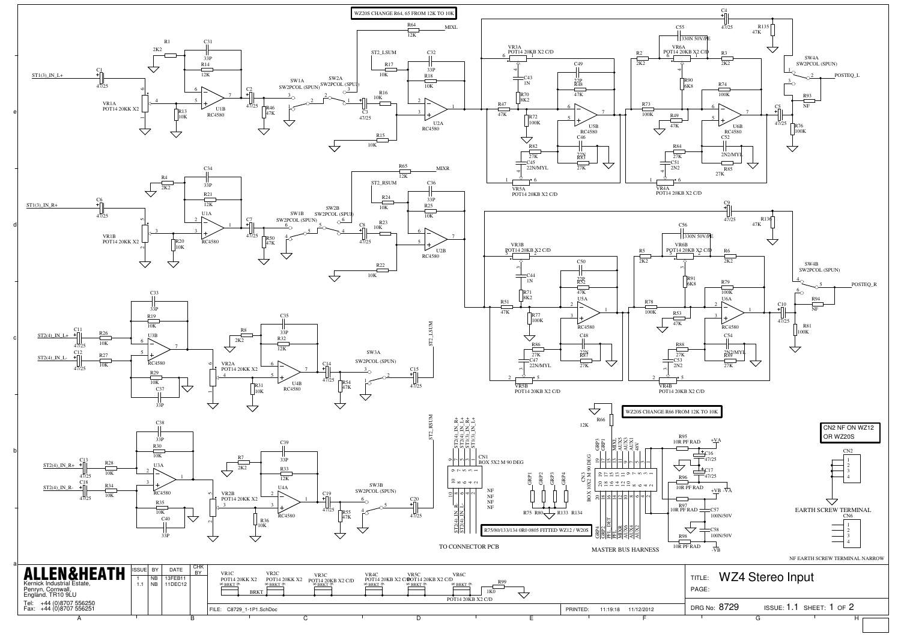WZ20S CHANGE R64, 65 FROM 12K TO 10K

WZ20S CHANGE R66 FROM 12K TO 10K

R75/80/133/134 0R0 0805 FITTED WZ12 / W20S

CN2 NF ON WZ12 OR WZ20S

TO CONNECTOR PCB

MASTER BUS HARNESS

EARTH SCREW TERMINAL

NF EARTH SCREW TERMINAL NARROW

**ALLEN&HEATH**
Kernick Industrial Estate,
Penryn, Cornwall,
England. TR10 9LU

Tel: +44 (0)8707 556250
Fax: +44 (0)8707 556251

| ISSUE | BY | DATE | CHK BY |
| --- | --- | --- | --- |
| 1 | NB | 13FEB11 | |
| 1.1 | NB | 11DEC12 | |

FILE: C8729_1-1P1.SchDoc

PRINTED: 11:19:18 11/12/2012

TITLE: WZ4 Stereo Input

PAGE:

DRG No: 8729 ISSUE: 1.1 SHEET: 1 OF 2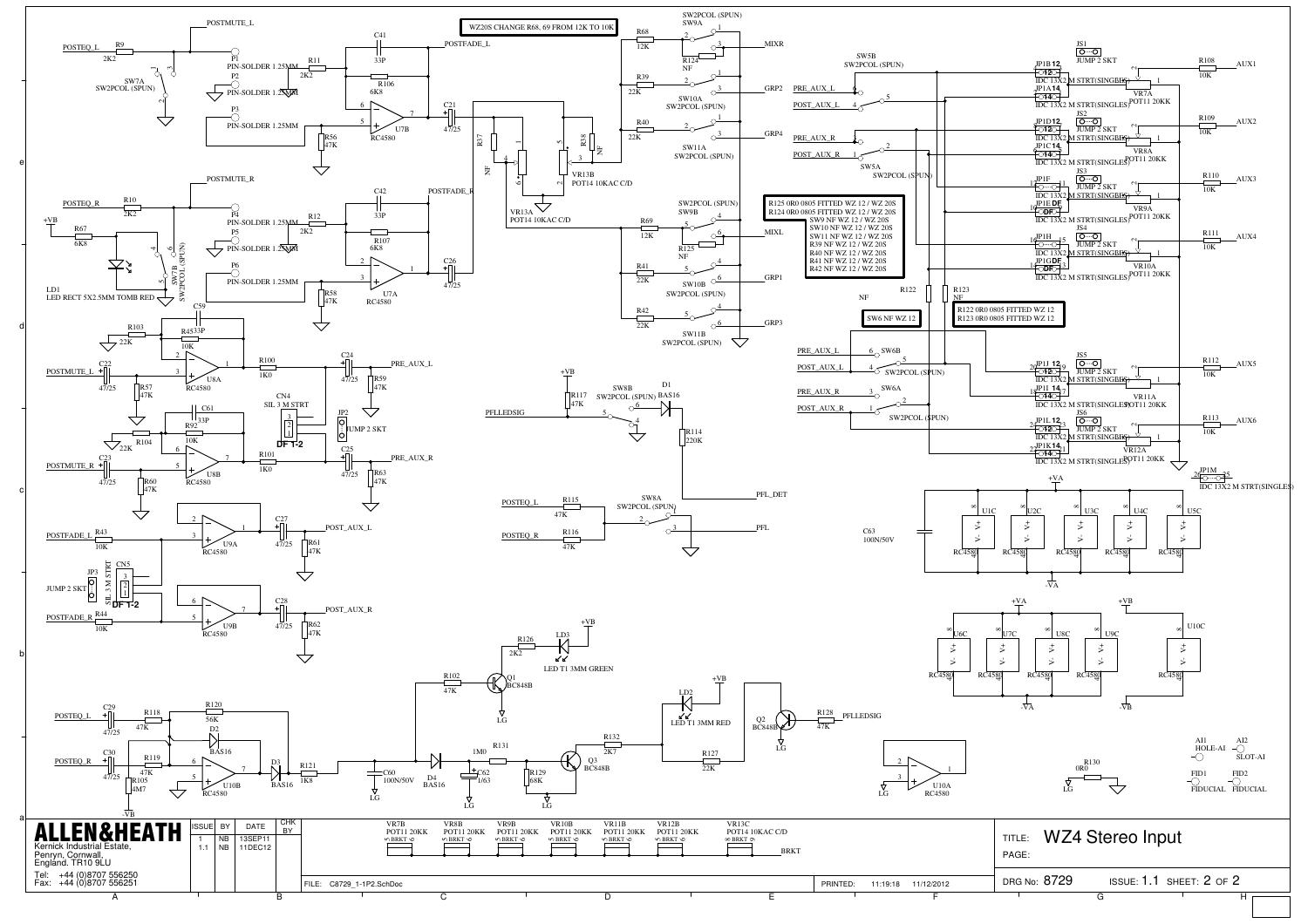WZ20S CHANGE R68, 69 FROM 12K TO 10K

R125 0R0 0805 FITTED WZ 12 / WZ 20S
R124 0R0 0805 FITTED WZ 12 / WZ 20S
SW9 NF WZ 12 / WZ 20S
SW10 NF WZ 12 / WZ 20S
SW11 NF WZ 12 / WZ 20S
R39 NF WZ 12 / WZ 20S
R40 NF WZ 12 / WZ 20S
R41 NF WZ 12 / WZ 20S
R42 NF WZ 12 / WZ 20S

SW6 NF WZ 12

R122 0R0 0805 FITTED WZ 12
R123 0R0 0805 FITTED WZ 12

POSTEQ_L
POSTEQ_R
POSTMUTE_L
POSTMUTE_R
POSTFADE_L
POSTFADE_R
PRE_AUX_L
PRE_AUX_R
POST_AUX_L
POST_AUX_R
PFLLEDSIG
PFL_DET
PFL
MIXR
MIXL
GRP1
GRP2
GRP3
GRP4
AUX1
AUX2
AUX3
AUX4
AUX5
AUX6

SW7A SW2PCOL (SPUN)
SW7B SW2PCOL (SPUN)
P1 PIN-SOLDER 1.25MM
P2 PIN-SOLDER 1.25MM
P3 PIN-SOLDER 1.25MM
P4 PIN-SOLDER 1.25MM
P5 PIN-SOLDER 1.25MM
P6 PIN-SOLDER 1.25MM
LD1 LED RECT 5X2.5MM TOMB RED
U7B RC4580
U7A RC4580
U8A RC4580
U8B RC4580
U9A RC4580
U9B RC4580
U10B RC4580
U10A RC4580
VR13A POT14 10KAC C/D
VR13B POT14 10KAC C/D
SW9A SW2PCOL (SPUN)
SW9B SW2PCOL (SPUN)
SW10A SW2PCOL (SPUN)
SW10B SW2PCOL (SPUN)
SW11A SW2PCOL (SPUN)
SW11B SW2PCOL (SPUN)
SW5A SW2PCOL (SPUN)
SW5B SW2PCOL (SPUN)
SW6A SW2PCOL (SPUN)
SW6B SW2PCOL (SPUN)
SW8A SW2PCOL (SPUN)
SW8B SW2PCOL (SPUN)
CN4 SIL 3 M STRT DF 1-2
CN5 SIL 3 M STRT DF 1-2
JP2 JUMP 2 SKT
JP3 JUMP 2 SKT
JS1 JUMP 2 SKT
JS2 JUMP 2 SKT
JS3 JUMP 2 SKT
JS4 JUMP 2 SKT
JS5 JUMP 2 SKT
JS6 JUMP 2 SKT
JP1M IDC 13X2 M STRT(SINGLES)
VR7A POT11 20KK
VR8A POT11 20KK
VR9A POT11 20KK
VR10A POT11 20KK
VR11A POT11 20KK
VR12A POT11 20KK
D1 BAS16
D2 BAS16
D3 BAS16
D4 BAS16
LD2 LED T1 3MM RED
LD3 LED T1 3MM GREEN
Q1 BC848B
Q2 BC848B
Q3 BC848B
C60 100N/50V
C62 1/63
C63 100N/50V
U1C U2C U3C U4C U5C U6C U7C U8C U9C U10C RC4580
AI1 HOLE-AI
AI2 SLOT-AI
FID1 FIDUCIAL
FID2 FIDUCIAL

VR7B POT11 20KK
VR8B POT11 20KK
VR9B POT11 20KK
VR10B POT11 20KK
VR11B POT11 20KK
VR12B POT11 20KK
VR13C POT14 10KAC C/D
BRKT

**ALLEN&HEATH**
Kernick Industrial Estate,
Penryn, Cornwall,
England. TR10 9LU
Tel: +44 (0)8707 556250
Fax: +44 (0)8707 556251

| ISSUE | BY | DATE | CHK BY |
|---|---|---|---|
| 1 | NB | 13SEP11 | |
| 1.1 | NB | 11DEC12 | |

FILE: C8729_1-1P2.SchDoc
PRINTED: 11:19:18 11/12/2012

TITLE: WZ4 Stereo Input
PAGE:
DRG No: 8729 ISSUE: 1.1 SHEET: 2 OF 2